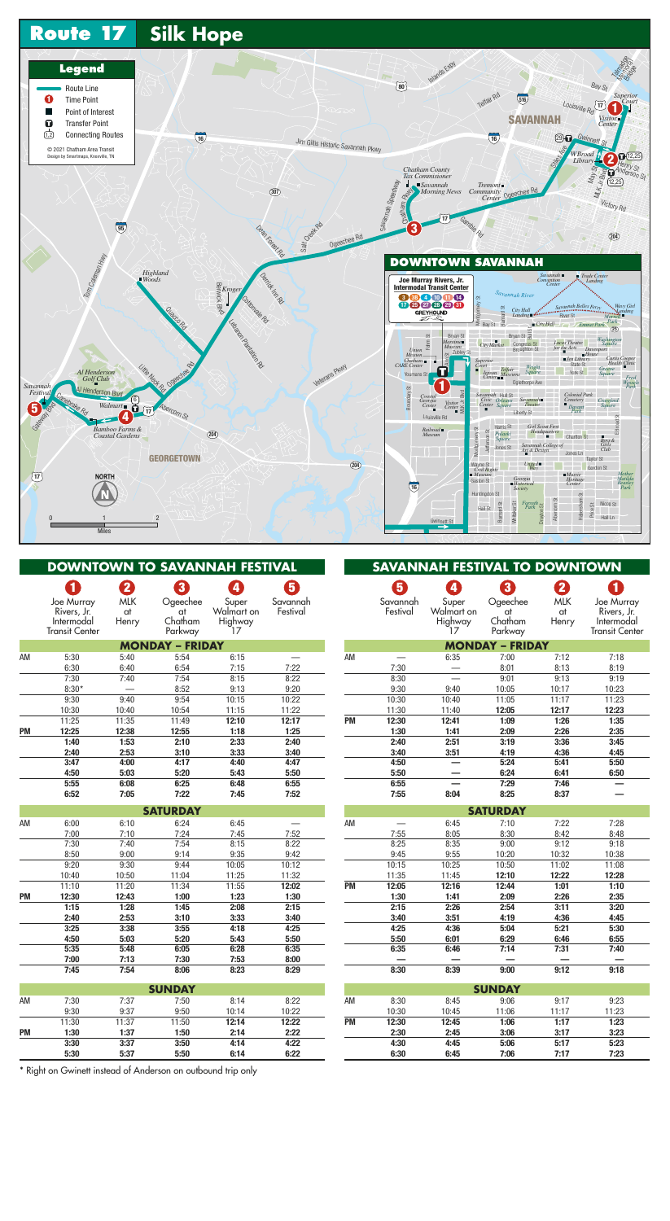# Route 17 Silk Hope

**Legend**

- Route Line
- Time Point
- Point of Interest
- Transfer Point
- Connecting Routes

© 2021 Chatham Area Transit
Design by Smartmaps, Knoxville, TN

## DOWNTOWN SAVANNAH

Joe Murray Rivers, Jr. Intermodal Transit Center

## DOWNTOWN TO SAVANNAH FESTIVAL

| | 1 Joe Murray Rivers, Jr. Intermodal Transit Center | 2 MLK at Henry | 3 Ogeechee at Chatham Parkway | 4 Super Walmart on Highway 17 | 5 Savannah Festival |
|---|---|---|---|---|---|
| | **MONDAY – FRIDAY** | | | | |
| AM | 5:30 | 5:40 | 5:54 | 6:15 | — |
| | 6:30 | 6:40 | 6:54 | 7:15 | 7:22 |
| | 7:30 | 7:40 | 7:54 | 8:15 | 8:22 |
| | 8:30* | — | 8:52 | 9:13 | 9:20 |
| | 9:30 | 9:40 | 9:54 | 10:15 | 10:22 |
| | 10:30 | 10:40 | 10:54 | 11:15 | 11:22 |
| | 11:25 | 11:35 | 11:49 | **12:10** | **12:17** |
| PM | **12:25** | **12:38** | **12:55** | **1:18** | **1:25** |
| | **1:40** | **1:53** | **2:10** | **2:33** | **2:40** |
| | **2:40** | **2:53** | **3:10** | **3:33** | **3:40** |
| | **3:47** | **4:00** | **4:17** | **4:40** | **4:47** |
| | **4:50** | **5:03** | **5:20** | **5:43** | **5:50** |
| | **5:55** | **6:08** | **6:25** | **6:48** | **6:55** |
| | **6:52** | **7:05** | **7:22** | **7:45** | **7:52** |
| | **SATURDAY** | | | | |
| AM | 6:00 | 6:10 | 6:24 | 6:45 | — |
| | 7:00 | 7:10 | 7:24 | 7:45 | 7:52 |
| | 7:30 | 7:40 | 7:54 | 8:15 | 8:22 |
| | 8:50 | 9:00 | 9:14 | 9:35 | 9:42 |
| | 9:20 | 9:30 | 9:44 | 10:05 | 10:12 |
| | 10:40 | 10:50 | 11:04 | 11:25 | 11:32 |
| | 11:10 | 11:20 | 11:34 | 11:55 | **12:02** |
| PM | **12:30** | **12:43** | **1:00** | **1:23** | **1:30** |
| | **1:15** | **1:28** | **1:45** | **2:08** | **2:15** |
| | **2:40** | **2:53** | **3:10** | **3:33** | **3:40** |
| | **3:25** | **3:38** | **3:55** | **4:18** | **4:25** |
| | **4:50** | **5:03** | **5:20** | **5:43** | **5:50** |
| | **5:35** | **5:48** | **6:05** | **6:28** | **6:35** |
| | **7:00** | **7:13** | **7:30** | **7:53** | **8:00** |
| | **7:45** | **7:54** | **8:06** | **8:23** | **8:29** |
| | **SUNDAY** | | | | |
| AM | 7:30 | 7:37 | 7:50 | 8:14 | 8:22 |
| | 9:30 | 9:37 | 9:50 | 10:14 | 10:22 |
| | 11:30 | 11:37 | 11:50 | **12:14** | **12:22** |
| PM | **1:30** | **1:37** | **1:50** | **2:14** | **2:22** |
| | **3:30** | **3:37** | **3:50** | **4:14** | **4:22** |
| | **5:30** | **5:37** | **5:50** | **6:14** | **6:22** |

## SAVANNAH FESTIVAL TO DOWNTOWN

| | 5 Savannah Festival | 4 Super Walmart on Highway 17 | 3 Ogeechee at Chatham Parkway | 2 MLK at Henry | 1 Joe Murray Rivers, Jr. Intermodal Transit Center |
|---|---|---|---|---|---|
| | **MONDAY – FRIDAY** | | | | |
| AM | — | 6:35 | 7:00 | 7:12 | 7:18 |
| | 7:30 | — | 8:01 | 8:13 | 8:19 |
| | 8:30 | — | 9:01 | 9:13 | 9:19 |
| | 9:30 | 9:40 | 10:05 | 10:17 | 10:23 |
| | 10:30 | 10:40 | 11:05 | 11:17 | 11:23 |
| | 11:30 | 11:40 | **12:05** | **12:17** | **12:23** |
| PM | **12:30** | **12:41** | **1:09** | **1:26** | **1:35** |
| | **1:30** | **1:41** | **2:09** | **2:26** | **2:35** |
| | **2:40** | **2:51** | **3:19** | **3:36** | **3:45** |
| | **3:40** | **3:51** | **4:19** | **4:36** | **4:45** |
| | **4:50** | **—** | **5:24** | **5:41** | **5:50** |
| | **5:50** | **—** | **6:24** | **6:41** | **6:50** |
| | **6:55** | **—** | **7:29** | **7:46** | **—** |
| | **7:55** | **8:04** | **8:25** | **8:37** | **—** |
| | **SATURDAY** | | | | |
| AM | — | 6:45 | 7:10 | 7:22 | 7:28 |
| | 7:55 | 8:05 | 8:30 | 8:42 | 8:48 |
| | 8:25 | 8:35 | 9:00 | 9:12 | 9:18 |
| | 9:45 | 9:55 | 10:20 | 10:32 | 10:38 |
| | 10:15 | 10:25 | 10:50 | 11:02 | 11:08 |
| | 11:35 | 11:45 | **12:10** | **12:22** | **12:28** |
| PM | **12:05** | **12:16** | **12:44** | **1:01** | **1:10** |
| | **1:30** | **1:41** | **2:09** | **2:26** | **2:35** |
| | **2:15** | **2:26** | **2:54** | **3:11** | **3:20** |
| | **3:40** | **3:51** | **4:19** | **4:36** | **4:45** |
| | **4:25** | **4:36** | **5:04** | **5:21** | **5:30** |
| | **5:50** | **6:01** | **6:29** | **6:46** | **6:55** |
| | **6:35** | **6:46** | **7:14** | **7:31** | **7:40** |
| | **—** | **—** | **—** | **—** | **—** |
| | **8:30** | **8:39** | **9:00** | **9:12** | **9:18** |
| | **SUNDAY** | | | | |
| AM | 8:30 | 8:45 | 9:06 | 9:17 | 9:23 |
| | 10:30 | 10:45 | 11:06 | 11:17 | 11:23 |
| PM | **12:30** | **12:45** | **1:06** | **1:17** | **1:23** |
| | **2:30** | **2:45** | **3:06** | **3:17** | **3:23** |
| | **4:30** | **4:45** | **5:06** | **5:17** | **5:23** |
| | **6:30** | **6:45** | **7:06** | **7:17** | **7:23** |

* Right on Gwinett instead of Anderson on outbound trip only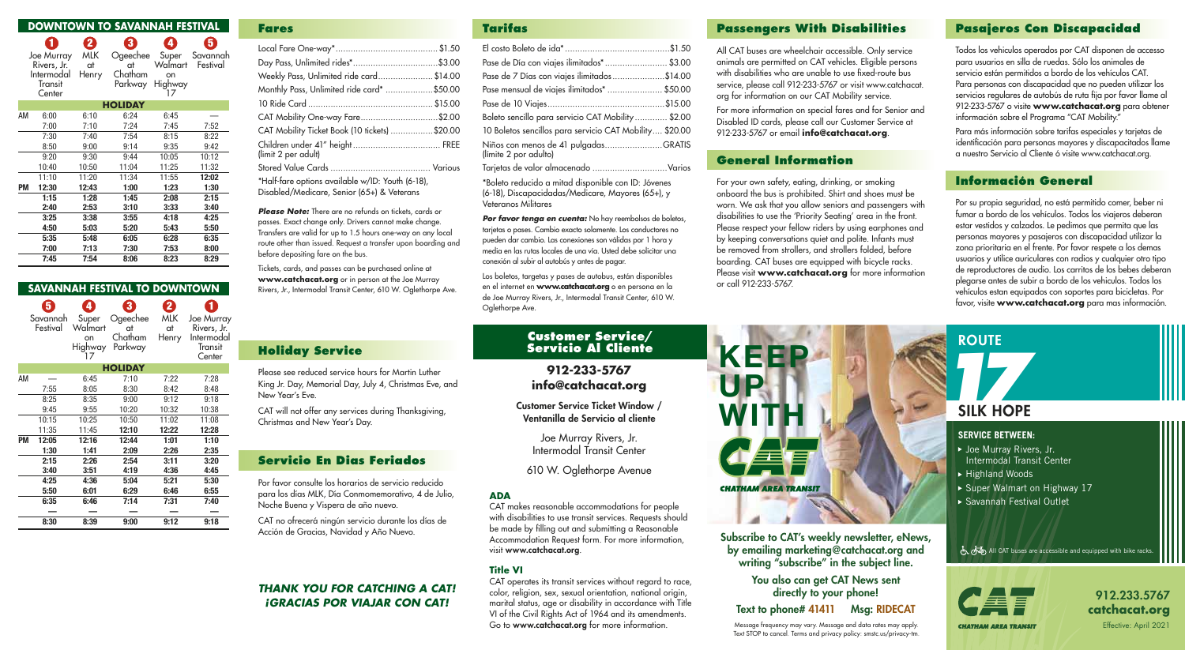## DOWNTOWN TO SAVANNAH FESTIVAL

| | 1 Joe Murray Rivers, Jr. Intermodal Transit Center | 2 MLK at Henry | 3 Ogeechee at Chatham Parkway | 4 Super Walmart on Highway 17 | 5 Savannah Festival |
|---|---|---|---|---|---|
| | **HOLIDAY** | | | | |
| AM | 6:00 | 6:10 | 6:24 | 6:45 | — |
| | 7:00 | 7:10 | 7:24 | 7:45 | 7:52 |
| | 7:30 | 7:40 | 7:54 | 8:15 | 8:22 |
| | 8:50 | 9:00 | 9:14 | 9:35 | 9:42 |
| | 9:20 | 9:30 | 9:44 | 10:05 | 10:12 |
| | 10:40 | 10:50 | 11:04 | 11:25 | 11:32 |
| | 11:10 | 11:20 | 11:34 | 11:55 | **12:02** |
| PM | **12:30** | **12:43** | **1:00** | **1:23** | **1:30** |
| | **1:15** | **1:28** | **1:45** | **2:08** | **2:15** |
| | **2:40** | **2:53** | **3:10** | **3:33** | **3:40** |
| | **3:25** | **3:38** | **3:55** | **4:18** | **4:25** |
| | **4:50** | **5:03** | **5:20** | **5:43** | **5:50** |
| | **5:35** | **5:48** | **6:05** | **6:28** | **6:35** |
| | **7:00** | **7:13** | **7:30** | **7:53** | **8:00** |
| | **7:45** | **7:54** | **8:06** | **8:23** | **8:29** |

## SAVANNAH FESTIVAL TO DOWNTOWN

| | 5 Savannah Festival | 4 Super Walmart on Highway 17 | 3 Ogeechee at Chatham Parkway | 2 MLK at Henry | 1 Joe Murray Rivers, Jr. Intermodal Transit Center |
|---|---|---|---|---|---|
| | **HOLIDAY** | | | | |
| AM | — | 6:45 | 7:10 | 7:22 | 7:28 |
| | 7:55 | 8:05 | 8:30 | 8:42 | 8:48 |
| | 8:25 | 8:35 | 9:00 | 9:12 | 9:18 |
| | 9:45 | 9:55 | 10:20 | 10:32 | 10:38 |
| | 10:15 | 10:25 | 10:50 | 11:02 | 11:08 |
| | 11:35 | 11:45 | **12:10** | **12:22** | **12:28** |
| PM | **12:05** | **12:16** | **12:44** | **1:01** | **1:10** |
| | **1:30** | **1:41** | **2:09** | **2:26** | **2:35** |
| | **2:15** | **2:26** | **2:54** | **3:11** | **3:20** |
| | **3:40** | **3:51** | **4:19** | **4:36** | **4:45** |
| | **4:25** | **4:36** | **5:04** | **5:21** | **5:30** |
| | **5:50** | **6:01** | **6:29** | **6:46** | **6:55** |
| | **6:35** | **6:46** | **7:14** | **7:31** | **7:40** |
| | — | — | — | — | — |
| | **8:30** | **8:39** | **9:00** | **9:12** | **9:18** |

## Fares

| | |
|---|---|
| Local Fare One-way* | $1.50 |
| Day Pass, Unlimited rides* | $3.00 |
| Weekly Pass, Unlimited ride card | $14.00 |
| Monthly Pass, Unlimited ride card* | $50.00 |
| 10 Ride Card | $15.00 |
| CAT Mobility One-way Fare | $2.00 |
| CAT Mobility Ticket Book (10 tickets) | $20.00 |
| Children under 41" height (limit 2 per adult) | FREE |
| Stored Value Cards | Various |

*Half-fare options available w/ID: Youth (6-18), Disabled/Medicare, Senior (65+) & Veterans

***Please Note:*** There are no refunds on tickets, cards or passes. Exact change only. Drivers cannot make change. Transfers are valid for up to 1.5 hours one-way on any local route other than issued. Request a transfer upon boarding and before depositing fare on the bus.

Tickets, cards, and passes can be purchased online at **www.catchacat.org** or in person at the Joe Murray Rivers, Jr., Intermodal Transit Center, 610 W. Oglethorpe Ave.

## Tarifas

| | |
|---|---|
| El costo Boleto de ida* | $1.50 |
| Pase de Día con viajes ilimitados* | $3.00 |
| Pase de 7 Días con viajes ilimitados | $14.00 |
| Pase mensual de viajes ilimitados* | $50.00 |
| Pase de 10 Viajes | $15.00 |
| Boleto sencillo para servicio CAT Mobility | $2.00 |
| 10 Boletos sencillos para servicio CAT Mobility | $20.00 |
| Niños con menos de 41 pulgadas (límite 2 por adulto) | GRATIS |
| Tarjetas de valor almacenado | Varios |

*Boleto reducido a mitad disponible con ID: Jóvenes (6-18), Discapacidadas/Medicare, Mayores (65+), y Veteranos Militares

***Por favor tenga en cuenta:*** No hay reembolsos de boletos, tarjetas o pases. Cambio exacto solamente. Los conductores no pueden dar cambio. Las conexiones son válidas por 1 hora y media en las rutas locales de una vía. Usted debe solicitar una conexión al subir al autobús y antes de pagar.

Los boletos, targetas y pases de autobus, están disponibles en el internet en **www.catchacat.org** o en persona en la de Joe Murray Rivers, Jr., Intermodal Transit Center, 610 W. Oglethorpe Ave.

## Holiday Service

Please see reduced service hours for Martin Luther King Jr. Day, Memorial Day, July 4, Christmas Eve, and New Year's Eve.

CAT will not offer any services during Thanksgiving, Christmas and New Year's Day.

## Servicio En Dias Feriados

Por favor consulte los horarios de servicio reducido para los días MLK, Día Conmomemorativo, 4 de Julio, Noche Buena y Vispera de año nuevo.

CAT no ofrecerá ningún servicio durante los días de Acción de Gracias, Navidad y Año Nuevo.

***THANK YOU FOR CATCHING A CAT!***
***¡GRACIAS POR VIAJAR CON CAT!***

## Customer Service/ Servicio Al Cliente

**912-233-5767**
**info@catchacat.org**

**Customer Service Ticket Window / Ventanilla de Servicio al cliente**

Joe Murray Rivers, Jr. Intermodal Transit Center

610 W. Oglethorpe Avenue

### ADA

CAT makes reasonable accommodations for people with disabilities to use transit services. Requests should be made by filling out and submitting a Reasonable Accommodation Request form. For more information, visit **www.catchacat.org**.

### Title VI

CAT operates its transit services without regard to race, color, religion, sex, sexual orientation, national origin, religion, age or disability in accordance with Title VI of the Civil Rights Act of 1964 and its amendments. Go to **www.catchacat.org** for more information.

## Passengers With Disabilities

All CAT buses are wheelchair accessible. Only service animals are permitted on CAT vehicles. Eligible persons with disabilities who are unable to use fixed-route bus service, please call 912-233-5767 or visit www.catchacat.org for information on our CAT Mobility service.

For more information on special fares and for Senior and Disabled ID cards, please call our Customer Service at 912-233-5767 or email **info@catchacat.org**.

## General Information

For your own safety, eating, drinking, or smoking onboard the bus is prohibited. Shirt and shoes must be worn. We ask that you allow seniors and passengers with disabilities to use the 'Priority Seating' area in the front. Please respect your fellow riders by using earphones and by keeping conversations quiet and polite. Infants must be removed from strollers, and strollers folded, before boarding. CAT buses are equipped with bicycle racks. Please visit **www.catchacat.org** for more information or call 912-233-5767.

KEEP UP WITH CAT
CHATHAM AREA TRANSIT

**Subscribe to CAT's weekly newsletter, eNews, by emailing marketing@catchacat.org and writing "subscribe" in the subject line.**

**You also can get CAT News sent directly to your phone!**

**Text to phone# 41411 Msg: RIDECAT**

Message frequency may vary. Message and data rates may apply. Text STOP to cancel. Terms and privacy policy: smstc.us/privacy-tm.

## Pasajeros Con Discapacidad

Todos los vehículos operados por CAT disponen de acceso para usuarios en silla de ruedas. Sólo los animales de servicio están permitidos a bordo de los vehículos CAT. Para personas con discapacidad que no pueden utilizar los servicios regulares de autobús de ruta fija por favor llame al 912-233-5767 o visite **www.catchacat.org** para obtener información sobre el Programa "CAT Mobility."

Para más información sobre tarifas especiales y tarjetas de identificación para personas mayores y discapacitados llame a nuestro Servicio al Cliente ó visite www.catchacat.org.

## Información General

Por su propia seguridad, no está permitido comer, beber ni fumar a bordo de los vehículos. Todos los viajeros deberan estar vestidos y calzados. Le pedimos que permita que las personas mayores y pasajeros con discapacidad utilizar la zona prioritaria en el frente. Por favor respete a los demas usuarios y utilice auriculares con radios y cualquier otro tipo de reproductores de audio. Los carritos de los bebes deberan plegarse antes de subir a bordo de los vehículos. Todos los vehículos estan equipados con soportes para bicicletas. Por favor, visite **www.catchacat.org** para mas información.

# ROUTE 17
## SILK HOPE

**SERVICE BETWEEN:**

- Joe Murray Rivers, Jr. Intermodal Transit Center
- Highland Woods
- Super Walmart on Highway 17
- Savannah Festival Outlet

All CAT buses are accessible and equipped with bike racks.

CAT CHATHAM AREA TRANSIT

**912.233.5767**
**catchacat.org**

Effective: April 2021